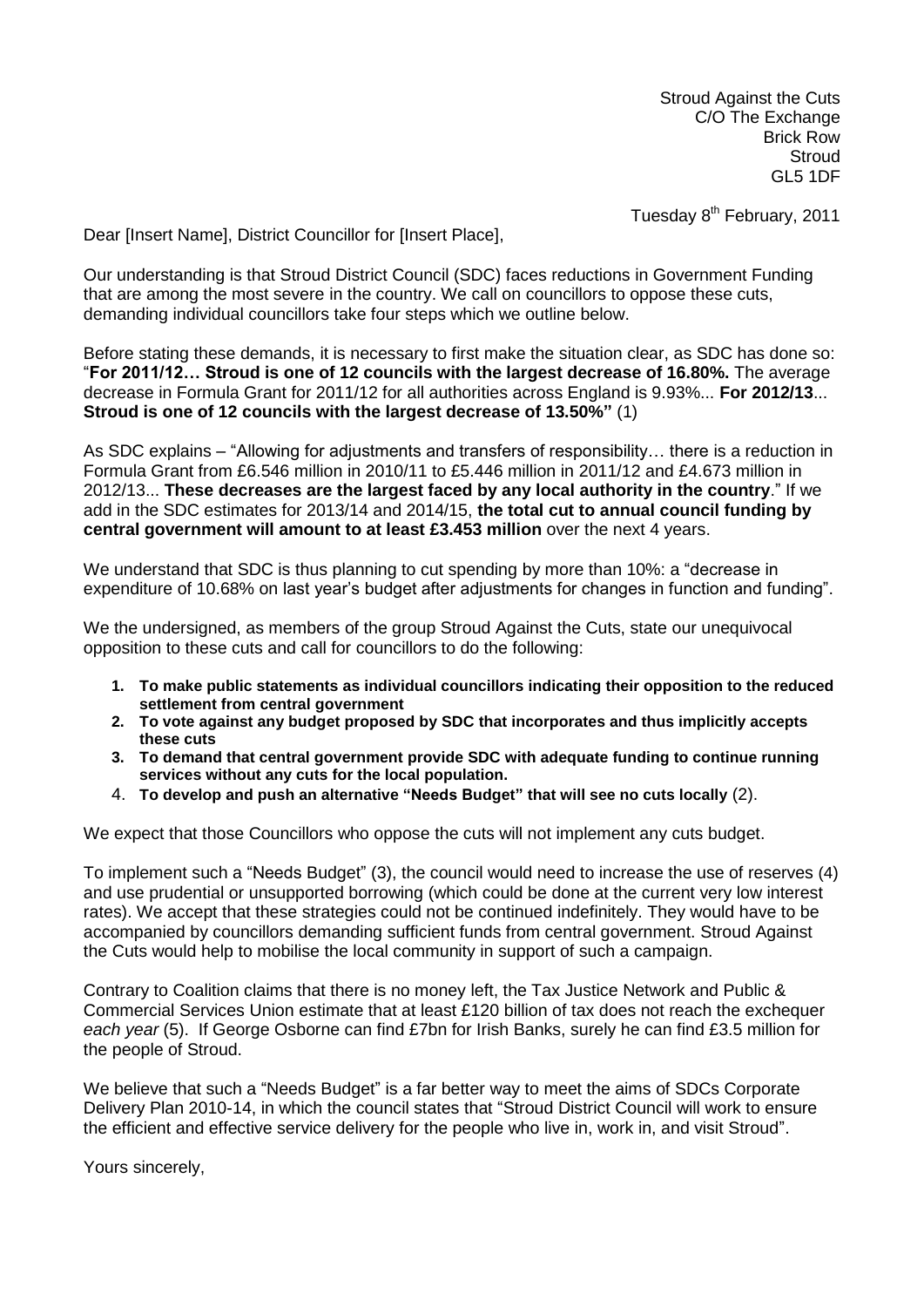Stroud Against the Cuts
C/O The Exchange
Brick Row
Stroud
GL5 1DF

Tuesday 8th February, 2011

Dear [Insert Name], District Councillor for [Insert Place],

Our understanding is that Stroud District Council (SDC) faces reductions in Government Funding that are among the most severe in the country. We call on councillors to oppose these cuts, demanding individual councillors take four steps which we outline below.

Before stating these demands, it is necessary to first make the situation clear, as SDC has done so: "**For 2011/12… Stroud is one of 12 councils with the largest decrease of 16.80%.** The average decrease in Formula Grant for 2011/12 for all authorities across England is 9.93%... **For 2012/13**... **Stroud is one of 12 councils with the largest decrease of 13.50%"** (1)

As SDC explains – "Allowing for adjustments and transfers of responsibility… there is a reduction in Formula Grant from £6.546 million in 2010/11 to £5.446 million in 2011/12 and £4.673 million in 2012/13... **These decreases are the largest faced by any local authority in the country**." If we add in the SDC estimates for 2013/14 and 2014/15, **the total cut to annual council funding by central government will amount to at least £3.453 million** over the next 4 years.

We understand that SDC is thus planning to cut spending by more than 10%: a "decrease in expenditure of 10.68% on last year's budget after adjustments for changes in function and funding".

We the undersigned, as members of the group Stroud Against the Cuts, state our unequivocal opposition to these cuts and call for councillors to do the following:

1. **To make public statements as individual councillors indicating their opposition to the reduced settlement from central government**
2. **To vote against any budget proposed by SDC that incorporates and thus implicitly accepts these cuts**
3. **To demand that central government provide SDC with adequate funding to continue running services without any cuts for the local population.**
4. **To develop and push an alternative "Needs Budget" that will see no cuts locally** (2).

We expect that those Councillors who oppose the cuts will not implement any cuts budget.

To implement such a "Needs Budget" (3), the council would need to increase the use of reserves (4) and use prudential or unsupported borrowing (which could be done at the current very low interest rates). We accept that these strategies could not be continued indefinitely. They would have to be accompanied by councillors demanding sufficient funds from central government. Stroud Against the Cuts would help to mobilise the local community in support of such a campaign.

Contrary to Coalition claims that there is no money left, the Tax Justice Network and Public & Commercial Services Union estimate that at least £120 billion of tax does not reach the exchequer *each year* (5). If George Osborne can find £7bn for Irish Banks, surely he can find £3.5 million for the people of Stroud.

We believe that such a "Needs Budget" is a far better way to meet the aims of SDCs Corporate Delivery Plan 2010-14, in which the council states that "Stroud District Council will work to ensure the efficient and effective service delivery for the people who live in, work in, and visit Stroud".

Yours sincerely,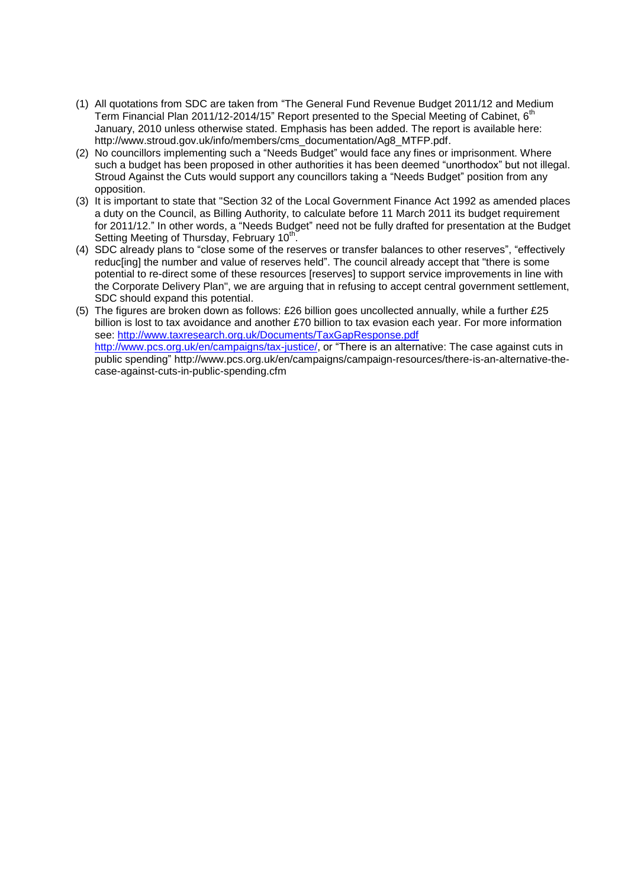(1) All quotations from SDC are taken from "The General Fund Revenue Budget 2011/12 and Medium Term Financial Plan 2011/12-2014/15" Report presented to the Special Meeting of Cabinet, 6th January, 2010 unless otherwise stated. Emphasis has been added. The report is available here: http://www.stroud.gov.uk/info/members/cms_documentation/Ag8_MTFP.pdf.

(2) No councillors implementing such a "Needs Budget" would face any fines or imprisonment. Where such a budget has been proposed in other authorities it has been deemed "unorthodox" but not illegal. Stroud Against the Cuts would support any councillors taking a "Needs Budget" position from any opposition.

(3) It is important to state that "Section 32 of the Local Government Finance Act 1992 as amended places a duty on the Council, as Billing Authority, to calculate before 11 March 2011 its budget requirement for 2011/12." In other words, a "Needs Budget" need not be fully drafted for presentation at the Budget Setting Meeting of Thursday, February 10th.

(4) SDC already plans to "close some of the reserves or transfer balances to other reserves", "effectively reduc[ing] the number and value of reserves held". The council already accept that "there is some potential to re-direct some of these resources [reserves] to support service improvements in line with the Corporate Delivery Plan", we are arguing that in refusing to accept central government settlement, SDC should expand this potential.

(5) The figures are broken down as follows: £26 billion goes uncollected annually, while a further £25 billion is lost to tax avoidance and another £70 billion to tax evasion each year. For more information see: http://www.taxresearch.org.uk/Documents/TaxGapResponse.pdf http://www.pcs.org.uk/en/campaigns/tax-justice/, or "There is an alternative: The case against cuts in public spending" http://www.pcs.org.uk/en/campaigns/campaign-resources/there-is-an-alternative-the-case-against-cuts-in-public-spending.cfm